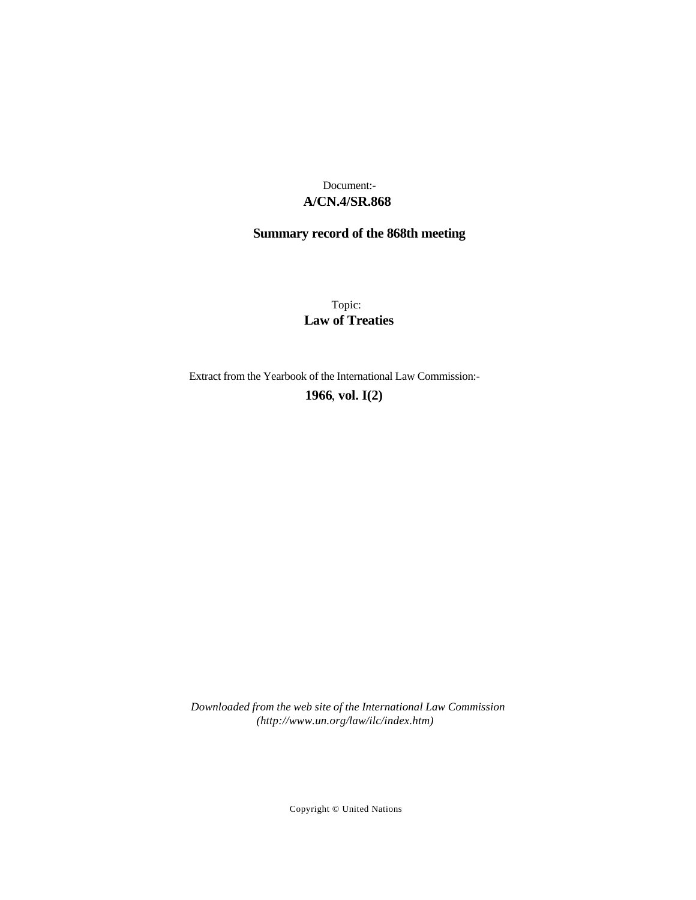Document:-

**A/CN.4/SR.868**

**Summary record of the 868th meeting**

Topic:

**Law of Treaties**

Extract from the Yearbook of the International Law Commission:-

**1966, vol. I(2)**

*Downloaded from the web site of the International Law Commission (http://www.un.org/law/ilc/index.htm)*

Copyright © United Nations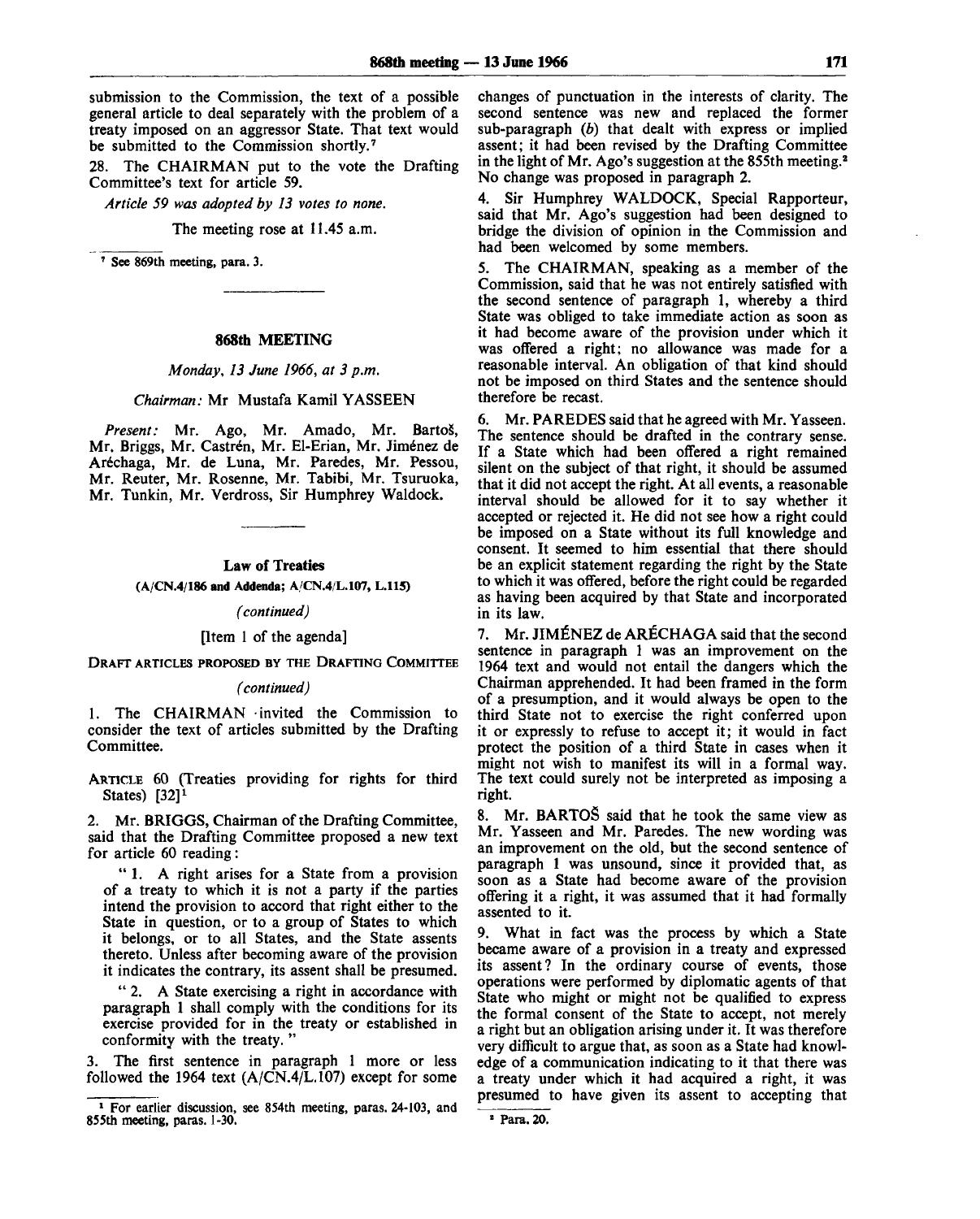submission to the Commission, the text of a possible general article to deal separately with the problem of a treaty imposed on an aggressor State. That text would be submitted to the Commission shortly.[7]

28. The CHAIRMAN put to the vote the Drafting Committee's text for article 59.

*Article 59 was adopted by 13 votes to none.*

The meeting rose at 11.45 a.m.

[7] See 869th meeting, para. 3.

## 868th MEETING

*Monday, 13 June 1966, at 3 p.m.*

*Chairman:* Mr Mustafa Kamil YASSEEN

*Present:* Mr. Ago, Mr. Amado, Mr. Bartoš, Mr. Briggs, Mr. Castrén, Mr. El-Erian, Mr. Jiménez de Aréchaga, Mr. de Luna, Mr. Paredes, Mr. Pessou, Mr. Reuter, Mr. Rosenne, Mr. Tabibi, Mr. Tsuruoka, Mr. Tunkin, Mr. Verdross, Sir Humphrey Waldock.

### Law of Treaties

**(A/CN.4/186 and Addenda; A/CN.4/L.107, L.115)**

*(continued)*

[Item 1 of the agenda]

DRAFT ARTICLES PROPOSED BY THE DRAFTING COMMITTEE

*(continued)*

1. The CHAIRMAN invited the Commission to consider the text of articles submitted by the Drafting Committee.

ARTICLE 60 (Treaties providing for rights for third States) [32][1]

2. Mr. BRIGGS, Chairman of the Drafting Committee, said that the Drafting Committee proposed a new text for article 60 reading:

"1. A right arises for a State from a provision of a treaty to which it is not a party if the parties intend the provision to accord that right either to the State in question, or to a group of States to which it belongs, or to all States, and the State assents thereto. Unless after becoming aware of the provision it indicates the contrary, its assent shall be presumed.

"2. A State exercising a right in accordance with paragraph 1 shall comply with the conditions for its exercise provided for in the treaty or established in conformity with the treaty."

3. The first sentence in paragraph 1 more or less followed the 1964 text (A/CN.4/L.107) except for some changes of punctuation in the interests of clarity. The second sentence was new and replaced the former sub-paragraph (*b*) that dealt with express or implied assent; it had been revised by the Drafting Committee in the light of Mr. Ago's suggestion at the 855th meeting.[2] No change was proposed in paragraph 2.

4. Sir Humphrey WALDOCK, Special Rapporteur, said that Mr. Ago's suggestion had been designed to bridge the division of opinion in the Commission and had been welcomed by some members.

5. The CHAIRMAN, speaking as a member of the Commission, said that he was not entirely satisfied with the second sentence of paragraph 1, whereby a third State was obliged to take immediate action as soon as it had become aware of the provision under which it was offered a right; no allowance was made for a reasonable interval. An obligation of that kind should not be imposed on third States and the sentence should therefore be recast.

6. Mr. PAREDES said that he agreed with Mr. Yasseen. The sentence should be drafted in the contrary sense. If a State which had been offered a right remained silent on the subject of that right, it should be assumed that it did not accept the right. At all events, a reasonable interval should be allowed for it to say whether it accepted or rejected it. He did not see how a right could be imposed on a State without its full knowledge and consent. It seemed to him essential that there should be an explicit statement regarding the right by the State to which it was offered, before the right could be regarded as having been acquired by that State and incorporated in its law.

7. Mr. JIMÉNEZ de ARÉCHAGA said that the second sentence in paragraph 1 was an improvement on the 1964 text and would not entail the dangers which the Chairman apprehended. It had been framed in the form of a presumption, and it would always be open to the third State not to exercise the right conferred upon it or expressly to refuse to accept it; it would in fact protect the position of a third State in cases when it might not wish to manifest its will in a formal way. The text could surely not be interpreted as imposing a right.

8. Mr. BARTOŠ said that he took the same view as Mr. Yasseen and Mr. Paredes. The new wording was an improvement on the old, but the second sentence of paragraph 1 was unsound, since it provided that, as soon as a State had become aware of the provision offering it a right, it was assumed that it had formally assented to it.

9. What in fact was the process by which a State became aware of a provision in a treaty and expressed its assent? In the ordinary course of events, those operations were performed by diplomatic agents of that State who might or might not be qualified to express the formal consent of the State to accept, not merely a right but an obligation arising under it. It was therefore very difficult to argue that, as soon as a State had knowledge of a communication indicating to it that there was a treaty under which it had acquired a right, it was presumed to have given its assent to accepting that

[1] For earlier discussion, see 854th meeting, paras. 24-103, and 855th meeting, paras. 1-30.

[2] Para. 20.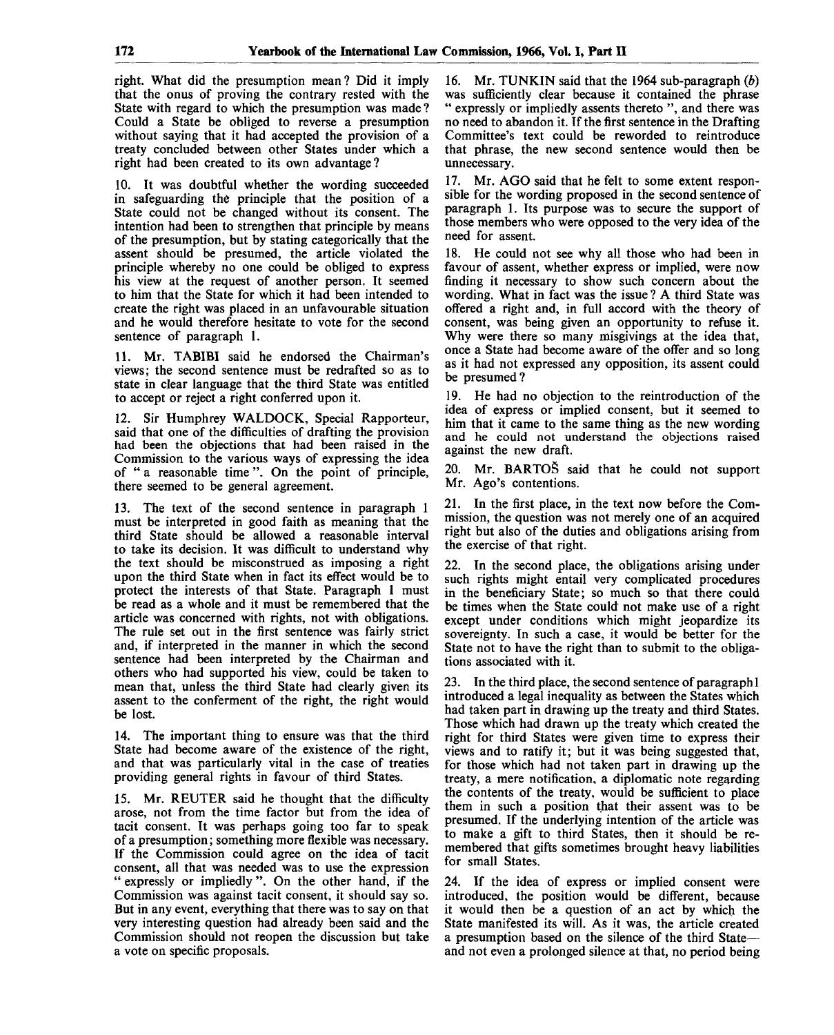right. What did the presumption mean? Did it imply that the onus of proving the contrary rested with the State with regard to which the presumption was made? Could a State be obliged to reverse a presumption without saying that it had accepted the provision of a treaty concluded between other States under which a right had been created to its own advantage?

10. It was doubtful whether the wording succeeded in safeguarding the principle that the position of a State could not be changed without its consent. The intention had been to strengthen that principle by means of the presumption, but by stating categorically that the assent should be presumed, the article violated the principle whereby no one could be obliged to express his view at the request of another person. It seemed to him that the State for which it had been intended to create the right was placed in an unfavourable situation and he would therefore hesitate to vote for the second sentence of paragraph 1.

11. Mr. TABIBI said he endorsed the Chairman's views; the second sentence must be redrafted so as to state in clear language that the third State was entitled to accept or reject a right conferred upon it.

12. Sir Humphrey WALDOCK, Special Rapporteur, said that one of the difficulties of drafting the provision had been the objections that had been raised in the Commission to the various ways of expressing the idea of "a reasonable time". On the point of principle, there seemed to be general agreement.

13. The text of the second sentence in paragraph 1 must be interpreted in good faith as meaning that the third State should be allowed a reasonable interval to take its decision. It was difficult to understand why the text should be misconstrued as imposing a right upon the third State when in fact its effect would be to protect the interests of that State. Paragraph 1 must be read as a whole and it must be remembered that the article was concerned with rights, not with obligations. The rule set out in the first sentence was fairly strict and, if interpreted in the manner in which the second sentence had been interpreted by the Chairman and others who had supported his view, could be taken to mean that, unless the third State had clearly given its assent to the conferment of the right, the right would be lost.

14. The important thing to ensure was that the third State had become aware of the existence of the right, and that was particularly vital in the case of treaties providing general rights in favour of third States.

15. Mr. REUTER said he thought that the difficulty arose, not from the time factor but from the idea of tacit consent. It was perhaps going too far to speak of a presumption; something more flexible was necessary. If the Commission could agree on the idea of tacit consent, all that was needed was to use the expression "expressly or impliedly". On the other hand, if the Commission was against tacit consent, it should say so. But in any event, everything that there was to say on that very interesting question had already been said and the Commission should not reopen the discussion but take a vote on specific proposals.

16. Mr. TUNKIN said that the 1964 sub-paragraph (*b*) was sufficiently clear because it contained the phrase "expressly or impliedly assents thereto", and there was no need to abandon it. If the first sentence in the Drafting Committee's text could be reworded to reintroduce that phrase, the new second sentence would then be unnecessary.

17. Mr. AGO said that he felt to some extent responsible for the wording proposed in the second sentence of paragraph 1. Its purpose was to secure the support of those members who were opposed to the very idea of the need for assent.

18. He could not see why all those who had been in favour of assent, whether express or implied, were now finding it necessary to show such concern about the wording. What in fact was the issue? A third State was offered a right and, in full accord with the theory of consent, was being given an opportunity to refuse it. Why were there so many misgivings at the idea that, once a State had become aware of the offer and so long as it had not expressed any opposition, its assent could be presumed?

19. He had no objection to the reintroduction of the idea of express or implied consent, but it seemed to him that it came to the same thing as the new wording and he could not understand the objections raised against the new draft.

20. Mr. BARTOŠ said that he could not support Mr. Ago's contentions.

21. In the first place, in the text now before the Commission, the question was not merely one of an acquired right but also of the duties and obligations arising from the exercise of that right.

22. In the second place, the obligations arising under such rights might entail very complicated procedures in the beneficiary State; so much so that there could be times when the State could not make use of a right except under conditions which might jeopardize its sovereignty. In such a case, it would be better for the State not to have the right than to submit to the obligations associated with it.

23. In the third place, the second sentence of paragraph 1 introduced a legal inequality as between the States which had taken part in drawing up the treaty and third States. Those which had drawn up the treaty which created the right for third States were given time to express their views and to ratify it; but it was being suggested that, for those which had not taken part in drawing up the treaty, a mere notification, a diplomatic note regarding the contents of the treaty, would be sufficient to place them in such a position that their assent was to be presumed. If the underlying intention of the article was to make a gift to third States, then it should be remembered that gifts sometimes brought heavy liabilities for small States.

24. If the idea of express or implied consent were introduced, the position would be different, because it would then be a question of an act by which the State manifested its will. As it was, the article created a presumption based on the silence of the third State—and not even a prolonged silence at that, no period being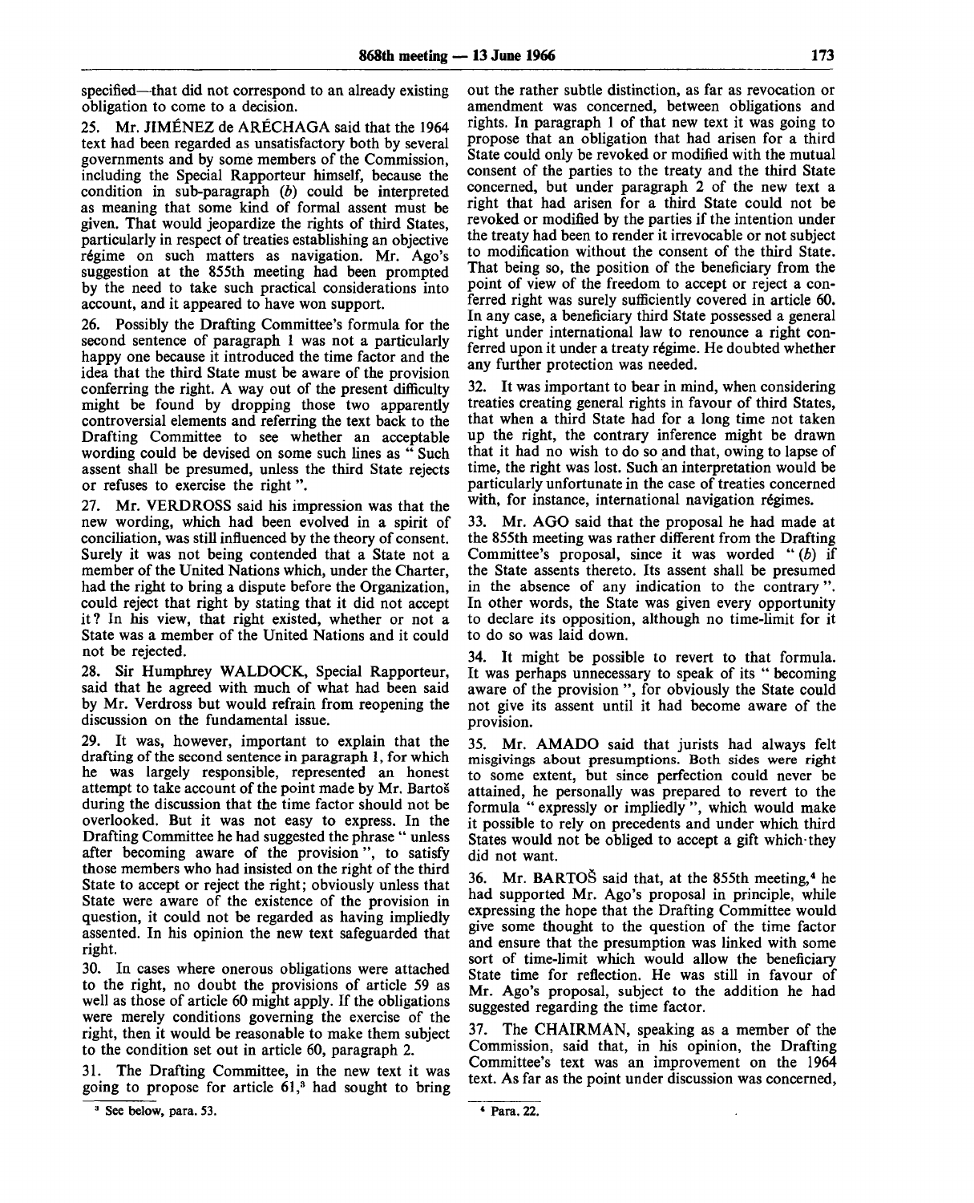specified—that did not correspond to an already existing obligation to come to a decision.

25. Mr. JIMÉNEZ de ARÉCHAGA said that the 1964 text had been regarded as unsatisfactory both by several governments and by some members of the Commission, including the Special Rapporteur himself, because the condition in sub-paragraph (*b*) could be interpreted as meaning that some kind of formal assent must be given. That would jeopardize the rights of third States, particularly in respect of treaties establishing an objective régime on such matters as navigation. Mr. Ago's suggestion at the 855th meeting had been prompted by the need to take such practical considerations into account, and it appeared to have won support.

26. Possibly the Drafting Committee's formula for the second sentence of paragraph 1 was not a particularly happy one because it introduced the time factor and the idea that the third State must be aware of the provision conferring the right. A way out of the present difficulty might be found by dropping those two apparently controversial elements and referring the text back to the Drafting Committee to see whether an acceptable wording could be devised on some such lines as "Such assent shall be presumed, unless the third State rejects or refuses to exercise the right".

27. Mr. VERDROSS said his impression was that the new wording, which had been evolved in a spirit of conciliation, was still influenced by the theory of consent. Surely it was not being contended that a State not a member of the United Nations which, under the Charter, had the right to bring a dispute before the Organization, could reject that right by stating that it did not accept it? In his view, that right existed, whether or not a State was a member of the United Nations and it could not be rejected.

28. Sir Humphrey WALDOCK, Special Rapporteur, said that he agreed with much of what had been said by Mr. Verdross but would refrain from reopening the discussion on the fundamental issue.

29. It was, however, important to explain that the drafting of the second sentence in paragraph 1, for which he was largely responsible, represented an honest attempt to take account of the point made by Mr. Bartoš during the discussion that the time factor should not be overlooked. But it was not easy to express. In the Drafting Committee he had suggested the phrase "unless after becoming aware of the provision", to satisfy those members who had insisted on the right of the third State to accept or reject the right; obviously unless that State were aware of the existence of the provision in question, it could not be regarded as having impliedly assented. In his opinion the new text safeguarded that right.

30. In cases where onerous obligations were attached to the right, no doubt the provisions of article 59 as well as those of article 60 might apply. If the obligations were merely conditions governing the exercise of the right, then it would be reasonable to make them subject to the condition set out in article 60, paragraph 2.

31. The Drafting Committee, in the new text it was going to propose for article 61,[3] had sought to bring out the rather subtle distinction, as far as revocation or amendment was concerned, between obligations and rights. In paragraph 1 of that new text it was going to propose that an obligation that had arisen for a third State could only be revoked or modified with the mutual consent of the parties to the treaty and the third State concerned, but under paragraph 2 of the new text a right that had arisen for a third State could not be revoked or modified by the parties if the intention under the treaty had been to render it irrevocable or not subject to modification without the consent of the third State. That being so, the position of the beneficiary from the point of view of the freedom to accept or reject a conferred right was surely sufficiently covered in article 60. In any case, a beneficiary third State possessed a general right under international law to renounce a right conferred upon it under a treaty régime. He doubted whether any further protection was needed.

32. It was important to bear in mind, when considering treaties creating general rights in favour of third States, that when a third State had for a long time not taken up the right, the contrary inference might be drawn that it had no wish to do so and that, owing to lapse of time, the right was lost. Such an interpretation would be particularly unfortunate in the case of treaties concerned with, for instance, international navigation régimes.

33. Mr. AGO said that the proposal he had made at the 855th meeting was rather different from the Drafting Committee's proposal, since it was worded "(*b*) if the State assents thereto. Its assent shall be presumed in the absence of any indication to the contrary". In other words, the State was given every opportunity to declare its opposition, although no time-limit for it to do so was laid down.

34. It might be possible to revert to that formula. It was perhaps unnecessary to speak of its "becoming aware of the provision", for obviously the State could not give its assent until it had become aware of the provision.

35. Mr. AMADO said that jurists had always felt misgivings about presumptions. Both sides were right to some extent, but since perfection could never be attained, he personally was prepared to revert to the formula "expressly or impliedly", which would make it possible to rely on precedents and under which third States would not be obliged to accept a gift which they did not want.

36. Mr. BARTOŠ said that, at the 855th meeting,[4] he had supported Mr. Ago's proposal in principle, while expressing the hope that the Drafting Committee would give some thought to the question of the time factor and ensure that the presumption was linked with some sort of time-limit which would allow the beneficiary State time for reflection. He was still in favour of Mr. Ago's proposal, subject to the addition he had suggested regarding the time factor.

37. The CHAIRMAN, speaking as a member of the Commission, said that, in his opinion, the Drafting Committee's text was an improvement on the 1964 text. As far as the point under discussion was concerned,

---

[3] See below, para. 53.

[4] Para. 22.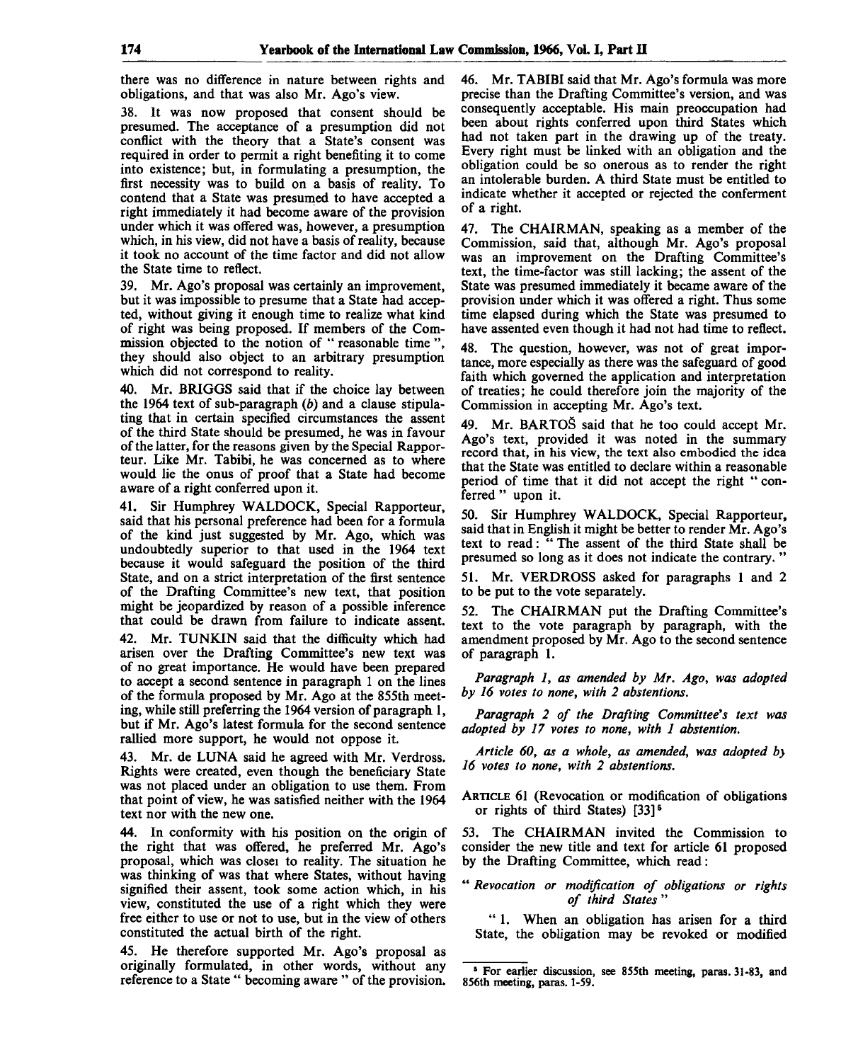there was no difference in nature between rights and obligations, and that was also Mr. Ago's view.

38. It was now proposed that consent should be presumed. The acceptance of a presumption did not conflict with the theory that a State's consent was required in order to permit a right benefiting it to come into existence; but, in formulating a presumption, the first necessity was to build on a basis of reality. To contend that a State was presumed to have accepted a right immediately it had become aware of the provision under which it was offered was, however, a presumption which, in his view, did not have a basis of reality, because it took no account of the time factor and did not allow the State time to reflect.

39. Mr. Ago's proposal was certainly an improvement, but it was impossible to presume that a State had accepted, without giving it enough time to realize what kind of right was being proposed. If members of the Commission objected to the notion of " reasonable time ", they should also object to an arbitrary presumption which did not correspond to reality.

40. Mr. BRIGGS said that if the choice lay between the 1964 text of sub-paragraph (*b*) and a clause stipulating that in certain specified circumstances the assent of the third State should be presumed, he was in favour of the latter, for the reasons given by the Special Rapporteur. Like Mr. Tabibi, he was concerned as to where would lie the onus of proof that a State had become aware of a right conferred upon it.

41. Sir Humphrey WALDOCK, Special Rapporteur, said that his personal preference had been for a formula of the kind just suggested by Mr. Ago, which was undoubtedly superior to that used in the 1964 text because it would safeguard the position of the third State, and on a strict interpretation of the first sentence of the Drafting Committee's new text, that position might be jeopardized by reason of a possible inference that could be drawn from failure to indicate assent.

42. Mr. TUNKIN said that the difficulty which had arisen over the Drafting Committee's new text was of no great importance. He would have been prepared to accept a second sentence in paragraph 1 on the lines of the formula proposed by Mr. Ago at the 855th meeting, while still preferring the 1964 version of paragraph 1, but if Mr. Ago's latest formula for the second sentence rallied more support, he would not oppose it.

43. Mr. de LUNA said he agreed with Mr. Verdross. Rights were created, even though the beneficiary State was not placed under an obligation to use them. From that point of view, he was satisfied neither with the 1964 text nor with the new one.

44. In conformity with his position on the origin of the right that was offered, he preferred Mr. Ago's proposal, which was closer to reality. The situation he was thinking of was that where States, without having signified their assent, took some action which, in his view, constituted the use of a right which they were free either to use or not to use, but in the view of others constituted the actual birth of the right.

45. He therefore supported Mr. Ago's proposal as originally formulated, in other words, without any reference to a State " becoming aware " of the provision.

46. Mr. TABIBI said that Mr. Ago's formula was more precise than the Drafting Committee's version, and was consequently acceptable. His main preoccupation had been about rights conferred upon third States which had not taken part in the drawing up of the treaty. Every right must be linked with an obligation and the obligation could be so onerous as to render the right an intolerable burden. A third State must be entitled to indicate whether it accepted or rejected the conferment of a right.

47. The CHAIRMAN, speaking as a member of the Commission, said that, although Mr. Ago's proposal was an improvement on the Drafting Committee's text, the time-factor was still lacking; the assent of the State was presumed immediately it became aware of the provision under which it was offered a right. Thus some time elapsed during which the State was presumed to have assented even though it had not had time to reflect.

48. The question, however, was not of great importance, more especially as there was the safeguard of good faith which governed the application and interpretation of treaties; he could therefore join the majority of the Commission in accepting Mr. Ago's text.

49. Mr. BARTOŠ said that he too could accept Mr. Ago's text, provided it was noted in the summary record that, in his view, the text also embodied the idea that the State was entitled to declare within a reasonable period of time that it did not accept the right " conferred " upon it.

50. Sir Humphrey WALDOCK, Special Rapporteur, said that in English it might be better to render Mr. Ago's text to read: " The assent of the third State shall be presumed so long as it does not indicate the contrary. "

51. Mr. VERDROSS asked for paragraphs 1 and 2 to be put to the vote separately.

52. The CHAIRMAN put the Drafting Committee's text to the vote paragraph by paragraph, with the amendment proposed by Mr. Ago to the second sentence of paragraph 1.

*Paragraph 1, as amended by Mr. Ago, was adopted by 16 votes to none, with 2 abstentions.*

*Paragraph 2 of the Drafting Committee's text was adopted by 17 votes to none, with 1 abstention.*

*Article 60, as a whole, as amended, was adopted by 16 votes to none, with 2 abstentions.*

ARTICLE 61 (Revocation or modification of obligations or rights of third States) [33][5]

53. The CHAIRMAN invited the Commission to consider the new title and text for article 61 proposed by the Drafting Committee, which read:

" *Revocation or modification of obligations or rights of third States* "

" 1. When an obligation has arisen for a third State, the obligation may be revoked or modified

[5] For earlier discussion, see 855th meeting, paras. 31-83, and 856th meeting, paras. 1-59.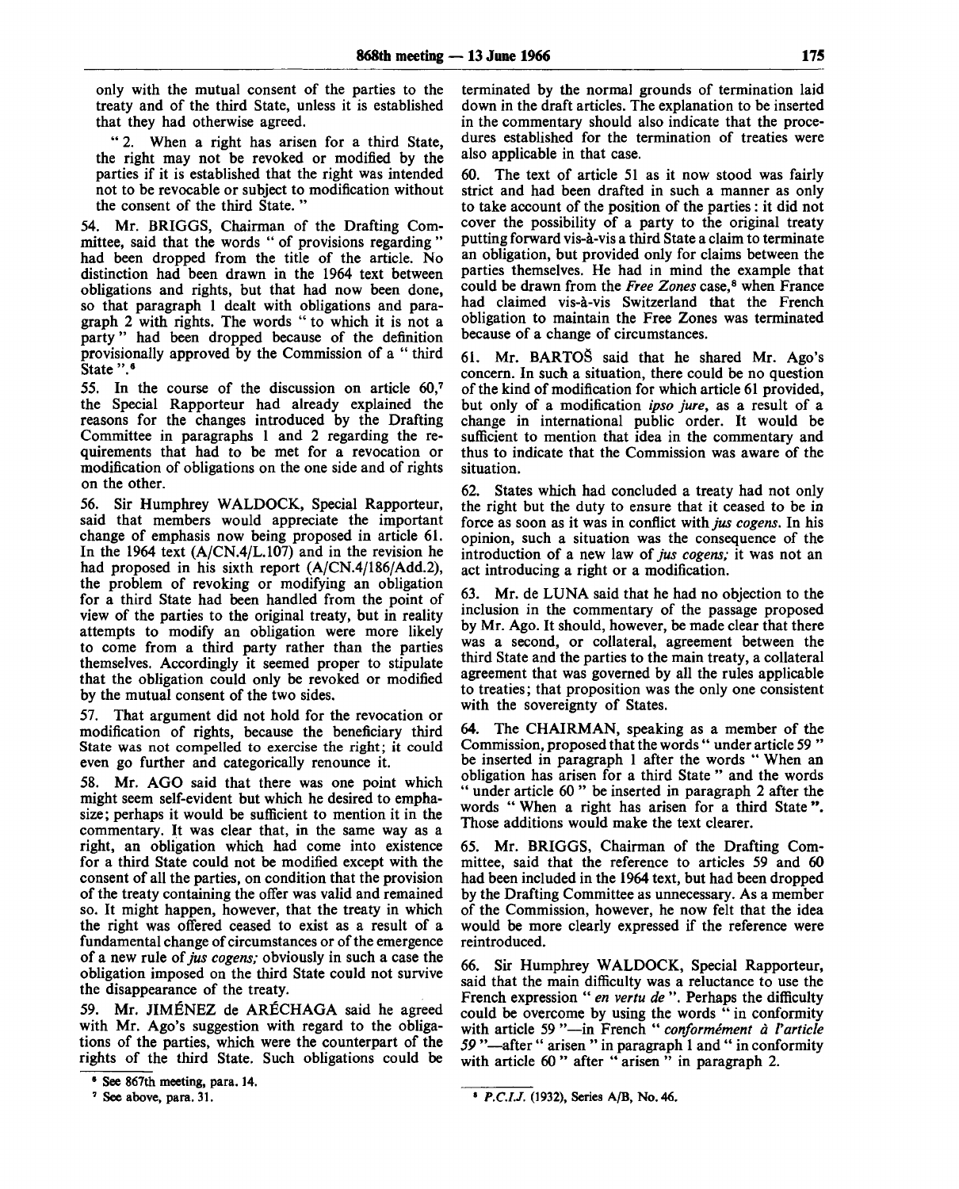only with the mutual consent of the parties to the treaty and of the third State, unless it is established that they had otherwise agreed.

" 2. When a right has arisen for a third State, the right may not be revoked or modified by the parties if it is established that the right was intended not to be revocable or subject to modification without the consent of the third State. "

54. Mr. BRIGGS, Chairman of the Drafting Committee, said that the words " of provisions regarding " had been dropped from the title of the article. No distinction had been drawn in the 1964 text between obligations and rights, but that had now been done, so that paragraph 1 dealt with obligations and paragraph 2 with rights. The words " to which it is not a party " had been dropped because of the definition provisionally approved by the Commission of a " third State ".[6]

55. In the course of the discussion on article 60,[7] the Special Rapporteur had already explained the reasons for the changes introduced by the Drafting Committee in paragraphs 1 and 2 regarding the requirements that had to be met for a revocation or modification of obligations on the one side and of rights on the other.

56. Sir Humphrey WALDOCK, Special Rapporteur, said that members would appreciate the important change of emphasis now being proposed in article 61. In the 1964 text (A/CN.4/L.107) and in the revision he had proposed in his sixth report (A/CN.4/186/Add.2), the problem of revoking or modifying an obligation for a third State had been handled from the point of view of the parties to the original treaty, but in reality attempts to modify an obligation were more likely to come from a third party rather than the parties themselves. Accordingly it seemed proper to stipulate that the obligation could only be revoked or modified by the mutual consent of the two sides.

57. That argument did not hold for the revocation or modification of rights, because the beneficiary third State was not compelled to exercise the right; it could even go further and categorically renounce it.

58. Mr. AGO said that there was one point which might seem self-evident but which he desired to emphasize; perhaps it would be sufficient to mention it in the commentary. It was clear that, in the same way as a right, an obligation which had come into existence for a third State could not be modified except with the consent of all the parties, on condition that the provision of the treaty containing the offer was valid and remained so. It might happen, however, that the treaty in which the right was offered ceased to exist as a result of a fundamental change of circumstances or of the emergence of a new rule of *jus cogens;* obviously in such a case the obligation imposed on the third State could not survive the disappearance of the treaty.

59. Mr. JIMÉNEZ de ARÉCHAGA said he agreed with Mr. Ago's suggestion with regard to the obligations of the parties, which were the counterpart of the rights of the third State. Such obligations could be terminated by the normal grounds of termination laid down in the draft articles. The explanation to be inserted in the commentary should also indicate that the procedures established for the termination of treaties were also applicable in that case.

60. The text of article 51 as it now stood was fairly strict and had been drafted in such a manner as only to take account of the position of the parties: it did not cover the possibility of a party to the original treaty putting forward vis-à-vis a third State a claim to terminate an obligation, but provided only for claims between the parties themselves. He had in mind the example that could be drawn from the *Free Zones* case,[8] when France had claimed vis-à-vis Switzerland that the French obligation to maintain the Free Zones was terminated because of a change of circumstances.

61. Mr. BARTOŠ said that he shared Mr. Ago's concern. In such a situation, there could be no question of the kind of modification for which article 61 provided, but only of a modification *ipso jure,* as a result of a change in international public order. It would be sufficient to mention that idea in the commentary and thus to indicate that the Commission was aware of the situation.

62. States which had concluded a treaty had not only the right but the duty to ensure that it ceased to be in force as soon as it was in conflict with *jus cogens.* In his opinion, such a situation was the consequence of the introduction of a new law of *jus cogens;* it was not an act introducing a right or a modification.

63. Mr. de LUNA said that he had no objection to the inclusion in the commentary of the passage proposed by Mr. Ago. It should, however, be made clear that there was a second, or collateral, agreement between the third State and the parties to the main treaty, a collateral agreement that was governed by all the rules applicable to treaties; that proposition was the only one consistent with the sovereignty of States.

64. The CHAIRMAN, speaking as a member of the Commission, proposed that the words " under article 59 " be inserted in paragraph 1 after the words " When an obligation has arisen for a third State " and the words " under article 60 " be inserted in paragraph 2 after the words " When a right has arisen for a third State ". Those additions would make the text clearer.

65. Mr. BRIGGS, Chairman of the Drafting Committee, said that the reference to articles 59 and 60 had been included in the 1964 text, but had been dropped by the Drafting Committee as unnecessary. As a member of the Commission, however, he now felt that the idea would be more clearly expressed if the reference were reintroduced.

66. Sir Humphrey WALDOCK, Special Rapporteur, said that the main difficulty was a reluctance to use the French expression " *en vertu de* ". Perhaps the difficulty could be overcome by using the words " in conformity with article 59 "—in French " *conformément à l'article 59* "—after " arisen " in paragraph 1 and " in conformity with article 60 " after " arisen " in paragraph 2.

---

[6] See 867th meeting, para. 14.

[7] See above, para. 31.

[8] *P.C.I.J.* (1932), Series A/B, No. 46.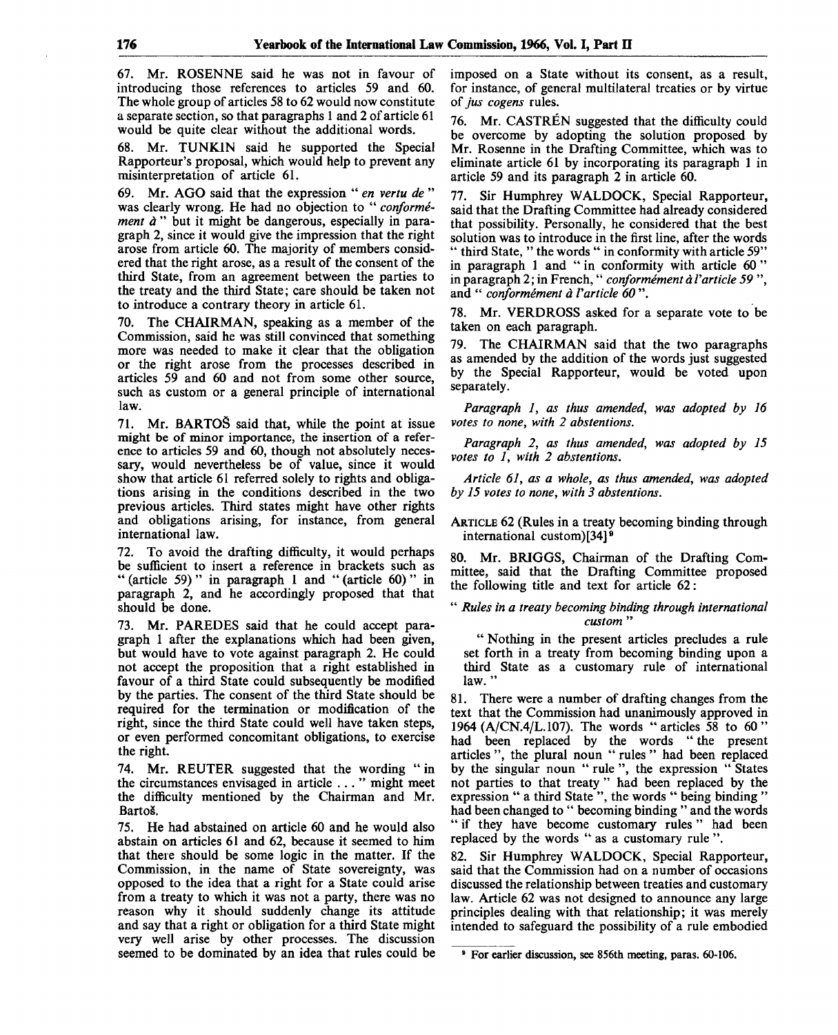67. Mr. ROSENNE said he was not in favour of introducing those references to articles 59 and 60. The whole group of articles 58 to 62 would now constitute a separate section, so that paragraphs 1 and 2 of article 61 would be quite clear without the additional words.

68. Mr. TUNKIN said he supported the Special Rapporteur's proposal, which would help to prevent any misinterpretation of article 61.

69. Mr. AGO said that the expression " *en vertu de* " was clearly wrong. He had no objection to " *conformément à* " but it might be dangerous, especially in paragraph 2, since it would give the impression that the right arose from article 60. The majority of members considered that the right arose, as a result of the consent of the third State, from an agreement between the parties to the treaty and the third State; care should be taken not to introduce a contrary theory in article 61.

70. The CHAIRMAN, speaking as a member of the Commission, said he was still convinced that something more was needed to make it clear that the obligation or the right arose from the processes described in articles 59 and 60 and not from some other source, such as custom or a general principle of international law.

71. Mr. BARTOŠ said that, while the point at issue might be of minor importance, the insertion of a reference to articles 59 and 60, though not absolutely necessary, would nevertheless be of value, since it would show that article 61 referred solely to rights and obligations arising in the conditions described in the two previous articles. Third states might have other rights and obligations arising, for instance, from general international law.

72. To avoid the drafting difficulty, it would perhaps be sufficient to insert a reference in brackets such as " (article 59) " in paragraph 1 and " (article 60) " in paragraph 2, and he accordingly proposed that that should be done.

73. Mr. PAREDES said that he could accept paragraph 1 after the explanations which had been given, but would have to vote against paragraph 2. He could not accept the proposition that a right established in favour of a third State could subsequently be modified by the parties. The consent of the third State should be required for the termination or modification of the right, since the third State could well have taken steps, or even performed concomitant obligations, to exercise the right.

74. Mr. REUTER suggested that the wording " in the circumstances envisaged in article . . . " might meet the difficulty mentioned by the Chairman and Mr. Bartoš.

75. He had abstained on article 60 and he would also abstain on articles 61 and 62, because it seemed to him that there should be some logic in the matter. If the Commission, in the name of State sovereignty, was opposed to the idea that a right for a State could arise from a treaty to which it was not a party, there was no reason why it should suddenly change its attitude and say that a right or obligation for a third State might very well arise by other processes. The discussion seemed to be dominated by an idea that rules could be imposed on a State without its consent, as a result, for instance, of general multilateral treaties or by virtue of *jus cogens* rules.

76. Mr. CASTRÉN suggested that the difficulty could be overcome by adopting the solution proposed by Mr. Rosenne in the Drafting Committee, which was to eliminate article 61 by incorporating its paragraph 1 in article 59 and its paragraph 2 in article 60.

77. Sir Humphrey WALDOCK, Special Rapporteur, said that the Drafting Committee had already considered that possibility. Personally, he considered that the best solution was to introduce in the first line, after the words " third State, " the words " in conformity with article 59 " in paragraph 1 and " in conformity with article 60 " in paragraph 2; in French, " *conformément à l'article 59* ", and " *conformément à l'article 60* ".

78. Mr. VERDROSS asked for a separate vote to be taken on each paragraph.

79. The CHAIRMAN said that the two paragraphs as amended by the addition of the words just suggested by the Special Rapporteur, would be voted upon separately.

*Paragraph 1, as thus amended, was adopted by 16 votes to none, with 2 abstentions.*

*Paragraph 2, as thus amended, was adopted by 15 votes to 1, with 2 abstentions.*

*Article 61, as a whole, as thus amended, was adopted by 15 votes to none, with 3 abstentions.*

ARTICLE 62 (Rules in a treaty becoming binding through international custom)[34][9]

80. Mr. BRIGGS, Chairman of the Drafting Committee, said that the Drafting Committee proposed the following title and text for article 62:

" *Rules in a treaty becoming binding through international custom* "

" Nothing in the present articles precludes a rule set forth in a treaty from becoming binding upon a third State as a customary rule of international law. "

81. There were a number of drafting changes from the text that the Commission had unanimously approved in 1964 (A/CN.4/L.107). The words " articles 58 to 60 " had been replaced by the words " the present articles ", the plural noun " rules " had been replaced by the singular noun " rule ", the expression " States not parties to that treaty " had been replaced by the expression " a third State ", the words " being binding " had been changed to " becoming binding " and the words " if they have become customary rules " had been replaced by the words " as a customary rule ".

82. Sir Humphrey WALDOCK, Special Rapporteur, said that the Commission had on a number of occasions discussed the relationship between treaties and customary law. Article 62 was not designed to announce any large principles dealing with that relationship; it was merely intended to safeguard the possibility of a rule embodied

[9] For earlier discussion, see 856th meeting, paras. 60-106.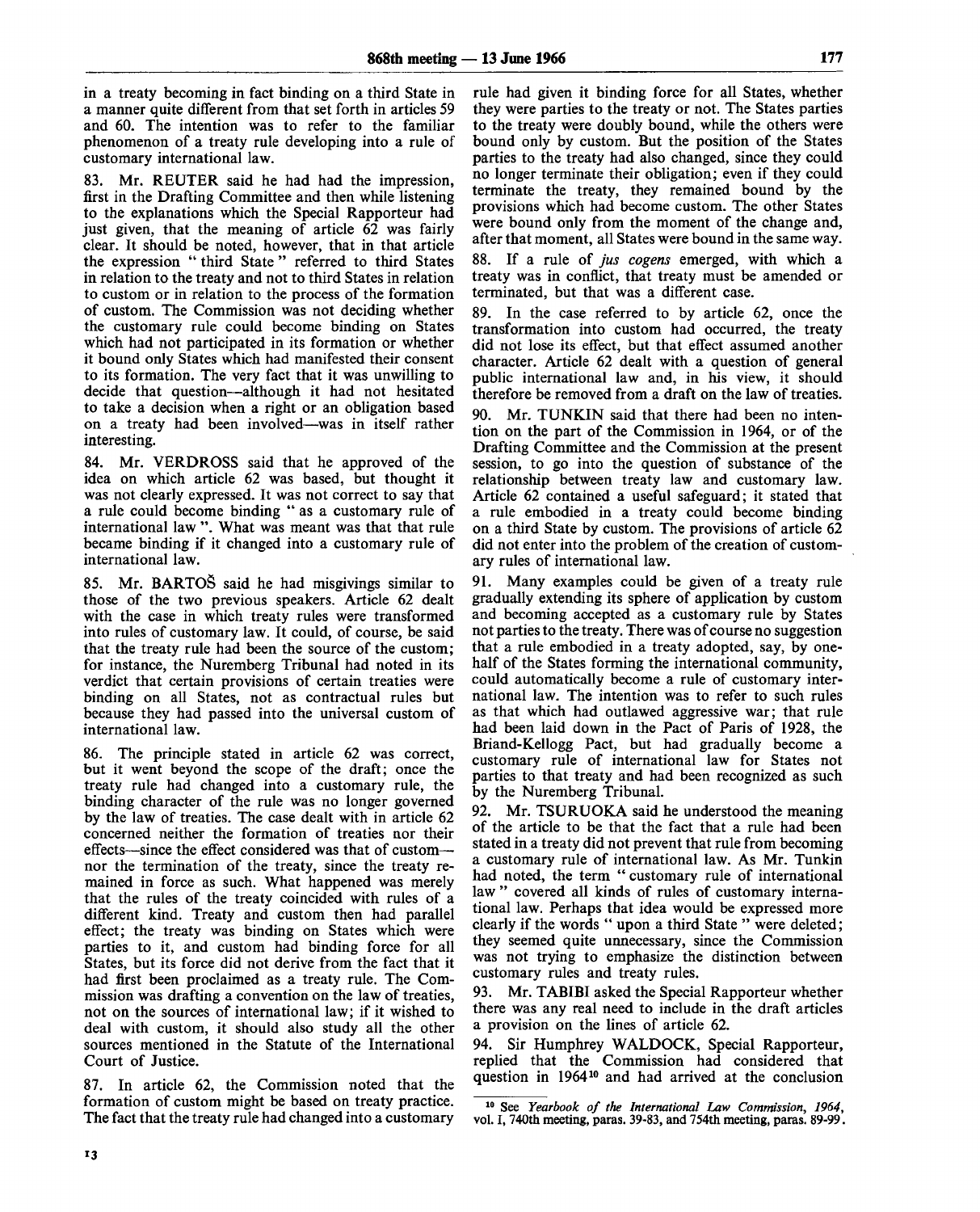in a treaty becoming in fact binding on a third State in a manner quite different from that set forth in articles 59 and 60. The intention was to refer to the familiar phenomenon of a treaty rule developing into a rule of customary international law.

83. Mr. REUTER said he had had the impression, first in the Drafting Committee and then while listening to the explanations which the Special Rapporteur had just given, that the meaning of article 62 was fairly clear. It should be noted, however, that in that article the expression "third State" referred to third States in relation to the treaty and not to third States in relation to custom or in relation to the process of the formation of custom. The Commission was not deciding whether the customary rule could become binding on States which had not participated in its formation or whether it bound only States which had manifested their consent to its formation. The very fact that it was unwilling to decide that question—although it had not hesitated to take a decision when a right or an obligation based on a treaty had been involved—was in itself rather interesting.

84. Mr. VERDROSS said that he approved of the idea on which article 62 was based, but thought it was not clearly expressed. It was not correct to say that a rule could become binding "as a customary rule of international law". What was meant was that that rule became binding if it changed into a customary rule of international law.

85. Mr. BARTOŠ said he had misgivings similar to those of the two previous speakers. Article 62 dealt with the case in which treaty rules were transformed into rules of customary law. It could, of course, be said that the treaty rule had been the source of the custom; for instance, the Nuremberg Tribunal had noted in its verdict that certain provisions of certain treaties were binding on all States, not as contractual rules but because they had passed into the universal custom of international law.

86. The principle stated in article 62 was correct, but it went beyond the scope of the draft; once the treaty rule had changed into a customary rule, the binding character of the rule was no longer governed by the law of treaties. The case dealt with in article 62 concerned neither the formation of treaties nor their effects—since the effect considered was that of custom—nor the termination of the treaty, since the treaty remained in force as such. What happened was merely that the rules of the treaty coincided with rules of a different kind. Treaty and custom then had parallel effect; the treaty was binding on States which were parties to it, and custom had binding force for all States, but its force did not derive from the fact that it had first been proclaimed as a treaty rule. The Commission was drafting a convention on the law of treaties, not on the sources of international law; if it wished to deal with custom, it should also study all the other sources mentioned in the Statute of the International Court of Justice.

87. In article 62, the Commission noted that the formation of custom might be based on treaty practice. The fact that the treaty rule had changed into a customary rule had given it binding force for all States, whether they were parties to the treaty or not. The States parties to the treaty were doubly bound, while the others were bound only by custom. But the position of the States parties to the treaty had also changed, since they could no longer terminate their obligation; even if they could terminate the treaty, they remained bound by the provisions which had become custom. The other States were bound only from the moment of the change and, after that moment, all States were bound in the same way.

88. If a rule of *jus cogens* emerged, with which a treaty was in conflict, that treaty must be amended or terminated, but that was a different case.

89. In the case referred to by article 62, once the transformation into custom had occurred, the treaty did not lose its effect, but that effect assumed another character. Article 62 dealt with a question of general public international law and, in his view, it should therefore be removed from a draft on the law of treaties.

90. Mr. TUNKIN said that there had been no intention on the part of the Commission in 1964, or of the Drafting Committee and the Commission at the present session, to go into the question of substance of the relationship between treaty law and customary law. Article 62 contained a useful safeguard; it stated that a rule embodied in a treaty could become binding on a third State by custom. The provisions of article 62 did not enter into the problem of the creation of customary rules of international law.

91. Many examples could be given of a treaty rule gradually extending its sphere of application by custom and becoming accepted as a customary rule by States not parties to the treaty. There was of course no suggestion that a rule embodied in a treaty adopted, say, by one-half of the States forming the international community, could automatically become a rule of customary international law. The intention was to refer to such rules as that which had outlawed aggressive war; that rule had been laid down in the Pact of Paris of 1928, the Briand-Kellogg Pact, but had gradually become a customary rule of international law for States not parties to that treaty and had been recognized as such by the Nuremberg Tribunal.

92. Mr. TSURUOKA said he understood the meaning of the article to be that the fact that a rule had been stated in a treaty did not prevent that rule from becoming a customary rule of international law. As Mr. Tunkin had noted, the term "customary rule of international law" covered all kinds of rules of customary international law. Perhaps that idea would be expressed more clearly if the words "upon a third State" were deleted; they seemed quite unnecessary, since the Commission was not trying to emphasize the distinction between customary rules and treaty rules.

93. Mr. TABIBI asked the Special Rapporteur whether there was any real need to include in the draft articles a provision on the lines of article 62.

94. Sir Humphrey WALDOCK, Special Rapporteur, replied that the Commission had considered that question in 1964[10] and had arrived at the conclusion

[10] See *Yearbook of the International Law Commission, 1964*, vol. I, 740th meeting, paras. 39-83, and 754th meeting, paras. 89-99.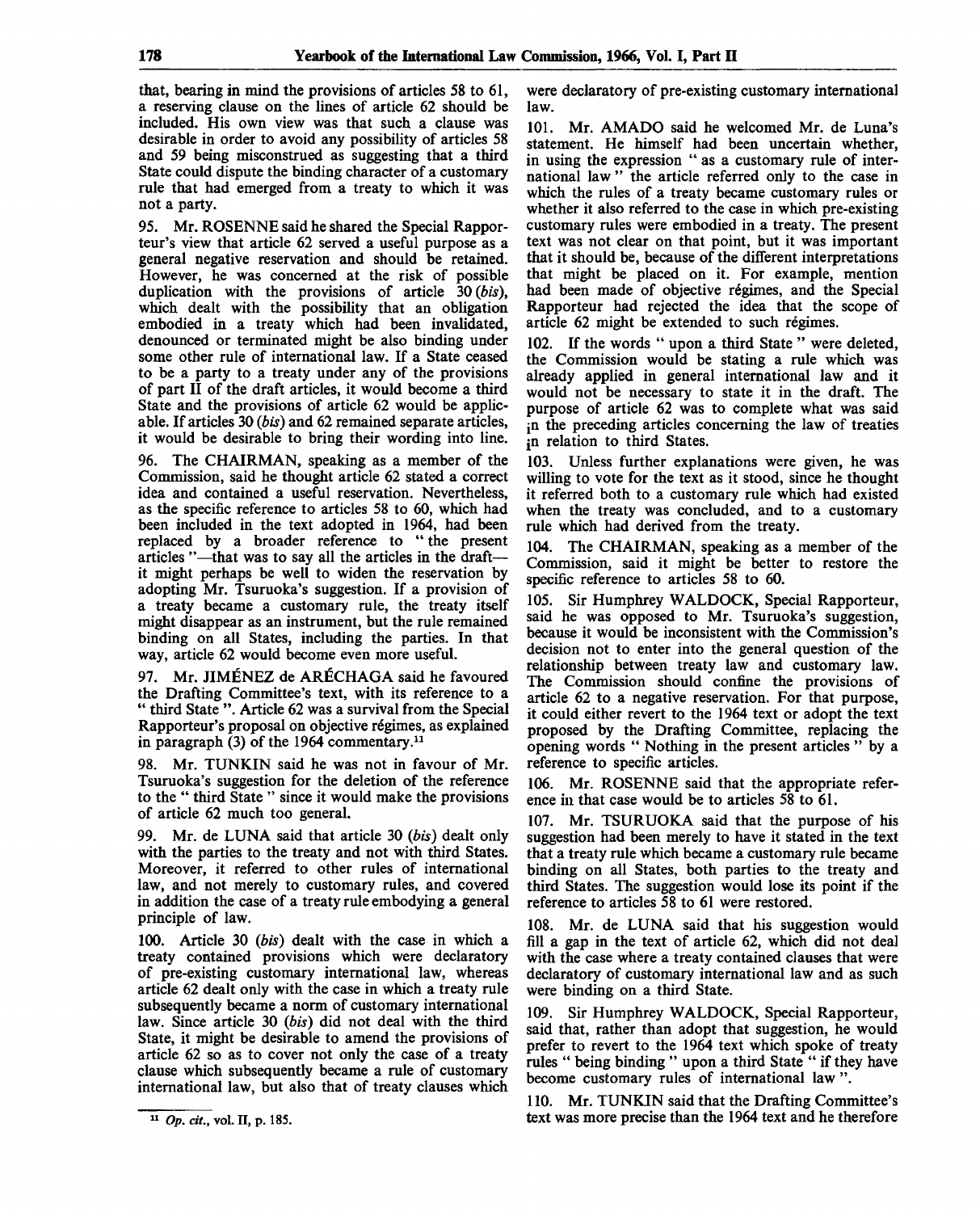that, bearing in mind the provisions of articles 58 to 61, a reserving clause on the lines of article 62 should be included. His own view was that such a clause was desirable in order to avoid any possibility of articles 58 and 59 being misconstrued as suggesting that a third State could dispute the binding character of a customary rule that had emerged from a treaty to which it was not a party.

95. Mr. ROSENNE said he shared the Special Rapporteur's view that article 62 served a useful purpose as a general negative reservation and should be retained. However, he was concerned at the risk of possible duplication with the provisions of article 30 (*bis*), which dealt with the possibility that an obligation embodied in a treaty which had been invalidated, denounced or terminated might be also binding under some other rule of international law. If a State ceased to be a party to a treaty under any of the provisions of part II of the draft articles, it would become a third State and the provisions of article 62 would be applicable. If articles 30 (*bis*) and 62 remained separate articles, it would be desirable to bring their wording into line.

96. The CHAIRMAN, speaking as a member of the Commission, said he thought article 62 stated a correct idea and contained a useful reservation. Nevertheless, as the specific reference to articles 58 to 60, which had been included in the text adopted in 1964, had been replaced by a broader reference to "the present articles"—that was to say all the articles in the draft—it might perhaps be well to widen the reservation by adopting Mr. Tsuruoka's suggestion. If a provision of a treaty became a customary rule, the treaty itself might disappear as an instrument, but the rule remained binding on all States, including the parties. In that way, article 62 would become even more useful.

97. Mr. JIMÉNEZ de ARÉCHAGA said he favoured the Drafting Committee's text, with its reference to a "third State". Article 62 was a survival from the Special Rapporteur's proposal on objective régimes, as explained in paragraph (3) of the 1964 commentary.[11]

98. Mr. TUNKIN said he was not in favour of Mr. Tsuruoka's suggestion for the deletion of the reference to the "third State" since it would make the provisions of article 62 much too general.

99. Mr. de LUNA said that article 30 (*bis*) dealt only with the parties to the treaty and not with third States. Moreover, it referred to other rules of international law, and not merely to customary rules, and covered in addition the case of a treaty rule embodying a general principle of law.

100. Article 30 (*bis*) dealt with the case in which a treaty contained provisions which were declaratory of pre-existing customary international law, whereas article 62 dealt only with the case in which a treaty rule subsequently became a norm of customary international law. Since article 30 (*bis*) did not deal with the third State, it might be desirable to amend the provisions of article 62 so as to cover not only the case of a treaty clause which subsequently became a rule of customary international law, but also that of treaty clauses which were declaratory of pre-existing customary international law.

101. Mr. AMADO said he welcomed Mr. de Luna's statement. He himself had been uncertain whether, in using the expression "as a customary rule of international law" the article referred only to the case in which the rules of a treaty became customary rules or whether it also referred to the case in which pre-existing customary rules were embodied in a treaty. The present text was not clear on that point, but it was important that it should be, because of the different interpretations that might be placed on it. For example, mention had been made of objective régimes, and the Special Rapporteur had rejected the idea that the scope of article 62 might be extended to such régimes.

102. If the words "upon a third State" were deleted, the Commission would be stating a rule which was already applied in general international law and it would not be necessary to state it in the draft. The purpose of article 62 was to complete what was said in the preceding articles concerning the law of treaties in relation to third States.

103. Unless further explanations were given, he was willing to vote for the text as it stood, since he thought it referred both to a customary rule which had existed when the treaty was concluded, and to a customary rule which had derived from the treaty.

104. The CHAIRMAN, speaking as a member of the Commission, said it might be better to restore the specific reference to articles 58 to 60.

105. Sir Humphrey WALDOCK, Special Rapporteur, said he was opposed to Mr. Tsuruoka's suggestion, because it would be inconsistent with the Commission's decision not to enter into the general question of the relationship between treaty law and customary law. The Commission should confine the provisions of article 62 to a negative reservation. For that purpose, it could either revert to the 1964 text or adopt the text proposed by the Drafting Committee, replacing the opening words "Nothing in the present articles" by a reference to specific articles.

106. Mr. ROSENNE said that the appropriate reference in that case would be to articles 58 to 61.

107. Mr. TSURUOKA said that the purpose of his suggestion had been merely to have it stated in the text that a treaty rule which became a customary rule became binding on all States, both parties to the treaty and third States. The suggestion would lose its point if the reference to articles 58 to 61 were restored.

108. Mr. de LUNA said that his suggestion would fill a gap in the text of article 62, which did not deal with the case where a treaty contained clauses that were declaratory of customary international law and as such were binding on a third State.

109. Sir Humphrey WALDOCK, Special Rapporteur, said that, rather than adopt that suggestion, he would prefer to revert to the 1964 text which spoke of treaty rules "being binding" upon a third State "if they have become customary rules of international law".

110. Mr. TUNKIN said that the Drafting Committee's text was more precise than the 1964 text and he therefore

[11] *Op. cit.*, vol. II, p. 185.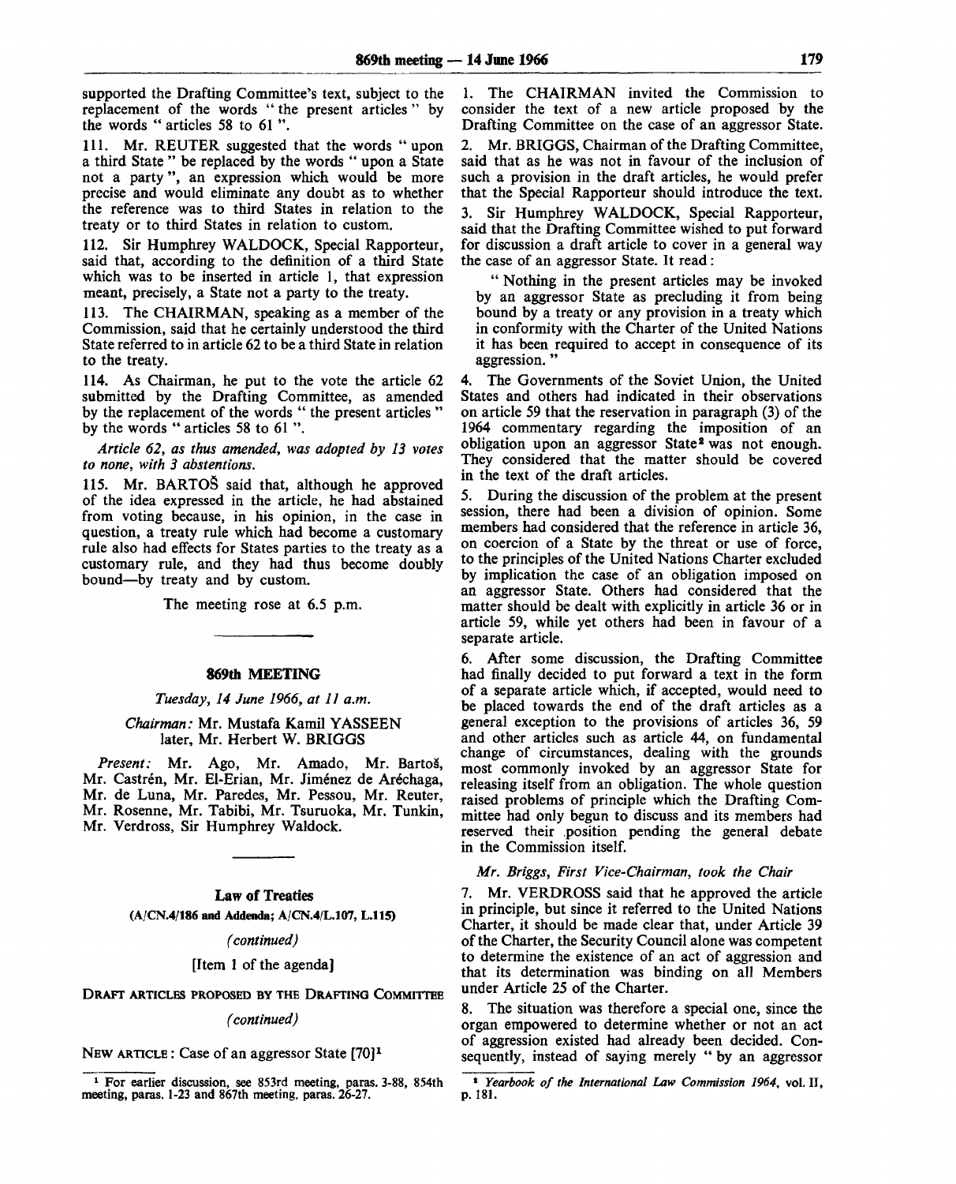supported the Drafting Committee's text, subject to the replacement of the words " the present articles " by the words " articles 58 to 61 ".

111. Mr. REUTER suggested that the words " upon a third State " be replaced by the words " upon a State not a party ", an expression which would be more precise and would eliminate any doubt as to whether the reference was to third States in relation to the treaty or to third States in relation to custom.

112. Sir Humphrey WALDOCK, Special Rapporteur, said that, according to the definition of a third State which was to be inserted in article 1, that expression meant, precisely, a State not a party to the treaty.

113. The CHAIRMAN, speaking as a member of the Commission, said that he certainly understood the third State referred to in article 62 to be a third State in relation to the treaty.

114. As Chairman, he put to the vote the article 62 submitted by the Drafting Committee, as amended by the replacement of the words " the present articles " by the words " articles 58 to 61 ".

*Article 62, as thus amended, was adopted by 13 votes to none, with 3 abstentions.*

115. Mr. BARTOŠ said that, although he approved of the idea expressed in the article, he had abstained from voting because, in his opinion, in the case in question, a treaty rule which had become a customary rule also had effects for States parties to the treaty as a customary rule, and they had thus become doubly bound—by treaty and by custom.

The meeting rose at 6.5 p.m.

## 869th MEETING

*Tuesday, 14 June 1966, at 11 a.m.*

*Chairman:* Mr. Mustafa Kamil YASSEEN later, Mr. Herbert W. BRIGGS

*Present:* Mr. Ago, Mr. Amado, Mr. Bartoš, Mr. Castrén, Mr. El-Erian, Mr. Jiménez de Aréchaga, Mr. de Luna, Mr. Paredes, Mr. Pessou, Mr. Reuter, Mr. Rosenne, Mr. Tabibi, Mr. Tsuruoka, Mr. Tunkin, Mr. Verdross, Sir Humphrey Waldock.

### Law of Treaties

**(A/CN.4/186 and Addenda; A/CN.4/L.107, L.115)**

*(continued)*

[Item 1 of the agenda]

DRAFT ARTICLES PROPOSED BY THE DRAFTING COMMITTEE

*(continued)*

NEW ARTICLE : Case of an aggressor State [70][1]

1. The CHAIRMAN invited the Commission to consider the text of a new article proposed by the Drafting Committee on the case of an aggressor State.

2. Mr. BRIGGS, Chairman of the Drafting Committee, said that as he was not in favour of the inclusion of such a provision in the draft articles, he would prefer that the Special Rapporteur should introduce the text.

3. Sir Humphrey WALDOCK, Special Rapporteur, said that the Drafting Committee wished to put forward for discussion a draft article to cover in a general way the case of an aggressor State. It read:

" Nothing in the present articles may be invoked by an aggressor State as precluding it from being bound by a treaty or any provision in a treaty which in conformity with the Charter of the United Nations it has been required to accept in consequence of its aggression. "

4. The Governments of the Soviet Union, the United States and others had indicated in their observations on article 59 that the reservation in paragraph (3) of the 1964 commentary regarding the imposition of an obligation upon an aggressor State[2] was not enough. They considered that the matter should be covered in the text of the draft articles.

5. During the discussion of the problem at the present session, there had been a division of opinion. Some members had considered that the reference in article 36, on coercion of a State by the threat or use of force, to the principles of the United Nations Charter excluded by implication the case of an obligation imposed on an aggressor State. Others had considered that the matter should be dealt with explicitly in article 36 or in article 59, while yet others had been in favour of a separate article.

6. After some discussion, the Drafting Committee had finally decided to put forward a text in the form of a separate article which, if accepted, would need to be placed towards the end of the draft articles as a general exception to the provisions of articles 36, 59 and other articles such as article 44, on fundamental change of circumstances, dealing with the grounds most commonly invoked by an aggressor State for releasing itself from an obligation. The whole question raised problems of principle which the Drafting Committee had only begun to discuss and its members had reserved their position pending the general debate in the Commission itself.

*Mr. Briggs, First Vice-Chairman, took the Chair*

7. Mr. VERDROSS said that he approved the article in principle, but since it referred to the United Nations Charter, it should be made clear that, under Article 39 of the Charter, the Security Council alone was competent to determine the existence of an act of aggression and that its determination was binding on all Members under Article 25 of the Charter.

8. The situation was therefore a special one, since the organ empowered to determine whether or not an act of aggression existed had already been decided. Consequently, instead of saying merely " by an aggressor

[1] For earlier discussion, see 853rd meeting, paras. 3-88, 854th meeting, paras. 1-23 and 867th meeting, paras. 26-27.

[2] *Yearbook of the International Law Commission 1964*, vol. II, p. 181.